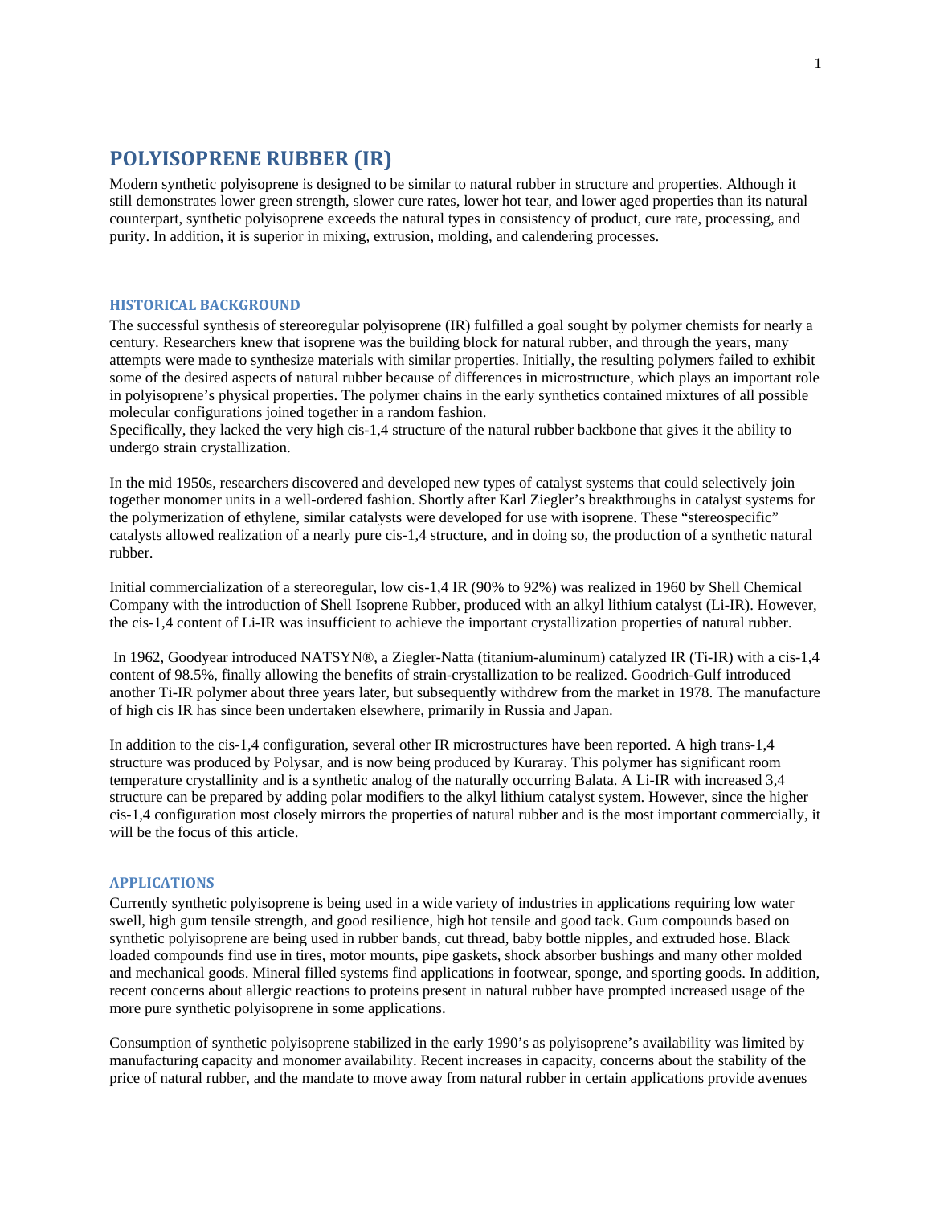# POLYISOPRENE RUBBER (IR)

Modern synthetic polyisoprene is designed to be similar to natural rubber in structure and properties. Although it still demonstrates lower green strength, slower cure rates, lower hot tear, and lower aged properties than its natural counterpart, synthetic polyisoprene exceeds the natural types in consistency of product, cure rate, processing, and purity. In addition, it is superior in mixing, extrusion, molding, and calendering processes.

## HISTORICAL BACKGROUND

The successful synthesis of stereoregular polyisoprene (IR) fulfilled a goal sought by polymer chemists for nearly a century. Researchers knew that isoprene was the building block for natural rubber, and through the years, many attempts were made to synthesize materials with similar properties. Initially, the resulting polymers failed to exhibit some of the desired aspects of natural rubber because of differences in microstructure, which plays an important role in polyisoprene's physical properties. The polymer chains in the early synthetics contained mixtures of all possible molecular configurations joined together in a random fashion.
Specifically, they lacked the very high cis-1,4 structure of the natural rubber backbone that gives it the ability to undergo strain crystallization.

In the mid 1950s, researchers discovered and developed new types of catalyst systems that could selectively join together monomer units in a well-ordered fashion. Shortly after Karl Ziegler's breakthroughs in catalyst systems for the polymerization of ethylene, similar catalysts were developed for use with isoprene. These "stereospecific" catalysts allowed realization of a nearly pure cis-1,4 structure, and in doing so, the production of a synthetic natural rubber.

Initial commercialization of a stereoregular, low cis-1,4 IR (90% to 92%) was realized in 1960 by Shell Chemical Company with the introduction of Shell Isoprene Rubber, produced with an alkyl lithium catalyst (Li-IR). However, the cis-1,4 content of Li-IR was insufficient to achieve the important crystallization properties of natural rubber.

In 1962, Goodyear introduced NATSYN®, a Ziegler-Natta (titanium-aluminum) catalyzed IR (Ti-IR) with a cis-1,4 content of 98.5%, finally allowing the benefits of strain-crystallization to be realized. Goodrich-Gulf introduced another Ti-IR polymer about three years later, but subsequently withdrew from the market in 1978. The manufacture of high cis IR has since been undertaken elsewhere, primarily in Russia and Japan.

In addition to the cis-1,4 configuration, several other IR microstructures have been reported. A high trans-1,4 structure was produced by Polysar, and is now being produced by Kuraray. This polymer has significant room temperature crystallinity and is a synthetic analog of the naturally occurring Balata. A Li-IR with increased 3,4 structure can be prepared by adding polar modifiers to the alkyl lithium catalyst system. However, since the higher cis-1,4 configuration most closely mirrors the properties of natural rubber and is the most important commercially, it will be the focus of this article.

## APPLICATIONS

Currently synthetic polyisoprene is being used in a wide variety of industries in applications requiring low water swell, high gum tensile strength, and good resilience, high hot tensile and good tack. Gum compounds based on synthetic polyisoprene are being used in rubber bands, cut thread, baby bottle nipples, and extruded hose. Black loaded compounds find use in tires, motor mounts, pipe gaskets, shock absorber bushings and many other molded and mechanical goods. Mineral filled systems find applications in footwear, sponge, and sporting goods. In addition, recent concerns about allergic reactions to proteins present in natural rubber have prompted increased usage of the more pure synthetic polyisoprene in some applications.

Consumption of synthetic polyisoprene stabilized in the early 1990's as polyisoprene's availability was limited by manufacturing capacity and monomer availability. Recent increases in capacity, concerns about the stability of the price of natural rubber, and the mandate to move away from natural rubber in certain applications provide avenues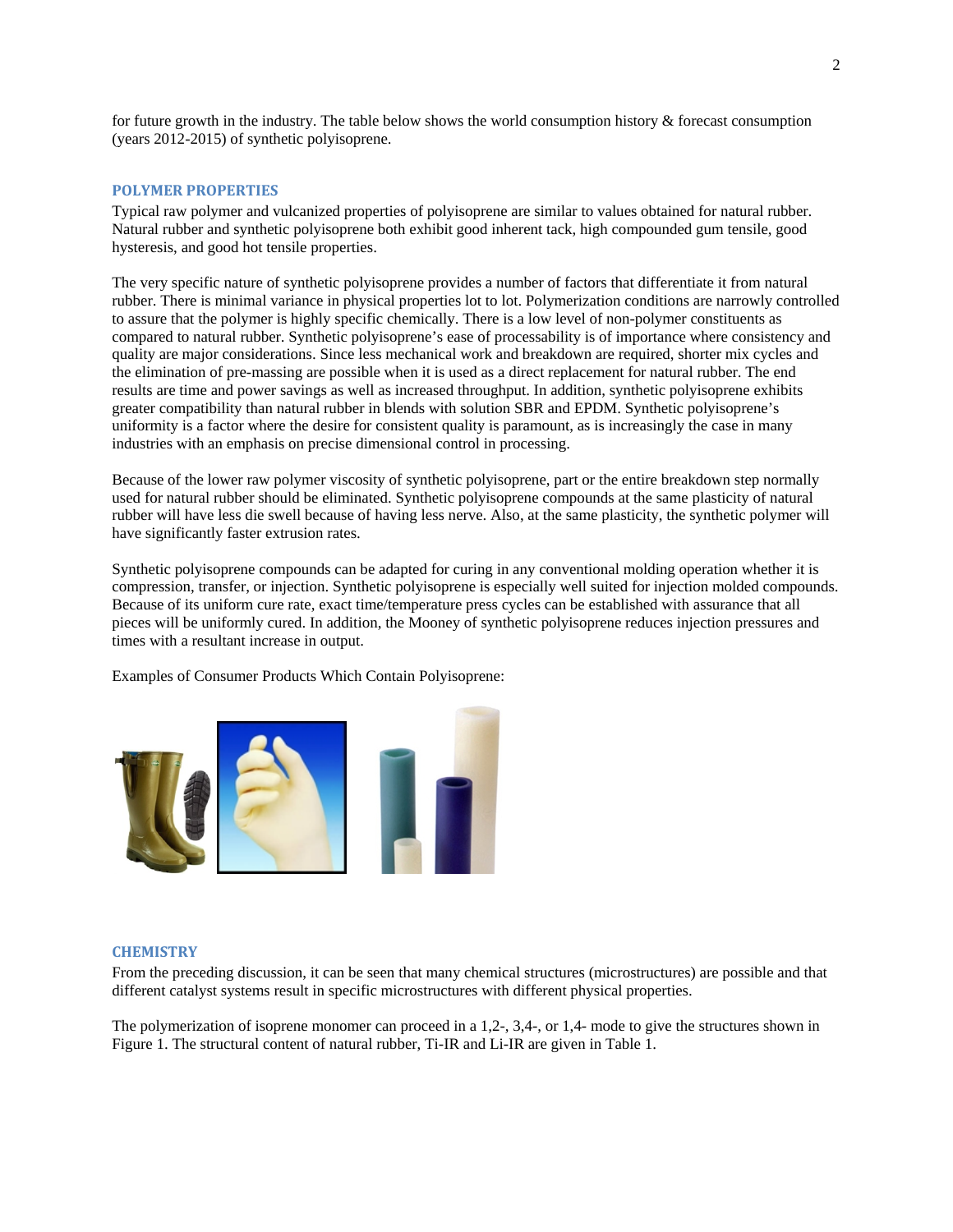for future growth in the industry. The table below shows the world consumption history & forecast consumption (years 2012-2015) of synthetic polyisoprene.

## POLYMER PROPERTIES

Typical raw polymer and vulcanized properties of polyisoprene are similar to values obtained for natural rubber. Natural rubber and synthetic polyisoprene both exhibit good inherent tack, high compounded gum tensile, good hysteresis, and good hot tensile properties.

The very specific nature of synthetic polyisoprene provides a number of factors that differentiate it from natural rubber. There is minimal variance in physical properties lot to lot. Polymerization conditions are narrowly controlled to assure that the polymer is highly specific chemically. There is a low level of non-polymer constituents as compared to natural rubber. Synthetic polyisoprene's ease of processability is of importance where consistency and quality are major considerations. Since less mechanical work and breakdown are required, shorter mix cycles and the elimination of pre-massing are possible when it is used as a direct replacement for natural rubber. The end results are time and power savings as well as increased throughput. In addition, synthetic polyisoprene exhibits greater compatibility than natural rubber in blends with solution SBR and EPDM. Synthetic polyisoprene's uniformity is a factor where the desire for consistent quality is paramount, as is increasingly the case in many industries with an emphasis on precise dimensional control in processing.

Because of the lower raw polymer viscosity of synthetic polyisoprene, part or the entire breakdown step normally used for natural rubber should be eliminated. Synthetic polyisoprene compounds at the same plasticity of natural rubber will have less die swell because of having less nerve. Also, at the same plasticity, the synthetic polymer will have significantly faster extrusion rates.

Synthetic polyisoprene compounds can be adapted for curing in any conventional molding operation whether it is compression, transfer, or injection. Synthetic polyisoprene is especially well suited for injection molded compounds. Because of its uniform cure rate, exact time/temperature press cycles can be established with assurance that all pieces will be uniformly cured. In addition, the Mooney of synthetic polyisoprene reduces injection pressures and times with a resultant increase in output.

Examples of Consumer Products Which Contain Polyisoprene:

## CHEMISTRY

From the preceding discussion, it can be seen that many chemical structures (microstructures) are possible and that different catalyst systems result in specific microstructures with different physical properties.

The polymerization of isoprene monomer can proceed in a 1,2-, 3,4-, or 1,4- mode to give the structures shown in Figure 1. The structural content of natural rubber, Ti-IR and Li-IR are given in Table 1.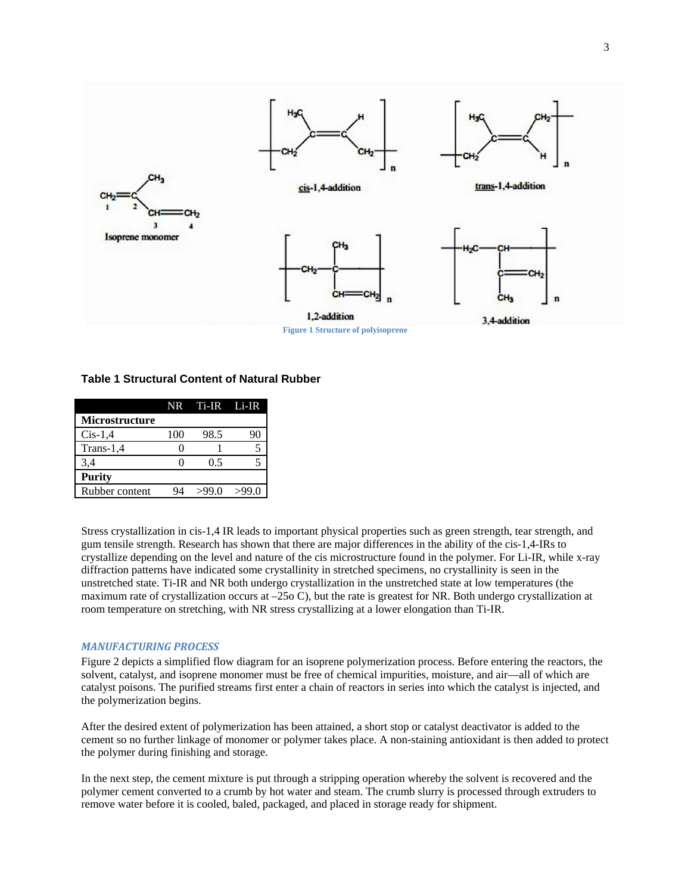Figure 1 Structure of polyisoprene

**Table 1 Structural Content of Natural Rubber**

| | NR | Ti-IR | Li-IR |
|---|---|---|---|
| **Microstructure** | | | |
| Cis-1,4 | 100 | 98.5 | 90 |
| Trans-1,4 | 0 | 1 | 5 |
| 3,4 | 0 | 0.5 | 5 |
| **Purity** | | | |
| Rubber content | 94 | >99.0 | >99.0 |

Stress crystallization in cis-1,4 IR leads to important physical properties such as green strength, tear strength, and gum tensile strength. Research has shown that there are major differences in the ability of the cis-1,4-IRs to crystallize depending on the level and nature of the cis microstructure found in the polymer. For Li-IR, while x-ray diffraction patterns have indicated some crystallinity in stretched specimens, no crystallinity is seen in the unstretched state. Ti-IR and NR both undergo crystallization in the unstretched state at low temperatures (the maximum rate of crystallization occurs at –25o C), but the rate is greatest for NR. Both undergo crystallization at room temperature on stretching, with NR stress crystallizing at a lower elongation than Ti-IR.

### *MANUFACTURING PROCESS*

Figure 2 depicts a simplified flow diagram for an isoprene polymerization process. Before entering the reactors, the solvent, catalyst, and isoprene monomer must be free of chemical impurities, moisture, and air—all of which are catalyst poisons. The purified streams first enter a chain of reactors in series into which the catalyst is injected, and the polymerization begins.

After the desired extent of polymerization has been attained, a short stop or catalyst deactivator is added to the cement so no further linkage of monomer or polymer takes place. A non-staining antioxidant is then added to protect the polymer during finishing and storage.

In the next step, the cement mixture is put through a stripping operation whereby the solvent is recovered and the polymer cement converted to a crumb by hot water and steam. The crumb slurry is processed through extruders to remove water before it is cooled, baled, packaged, and placed in storage ready for shipment.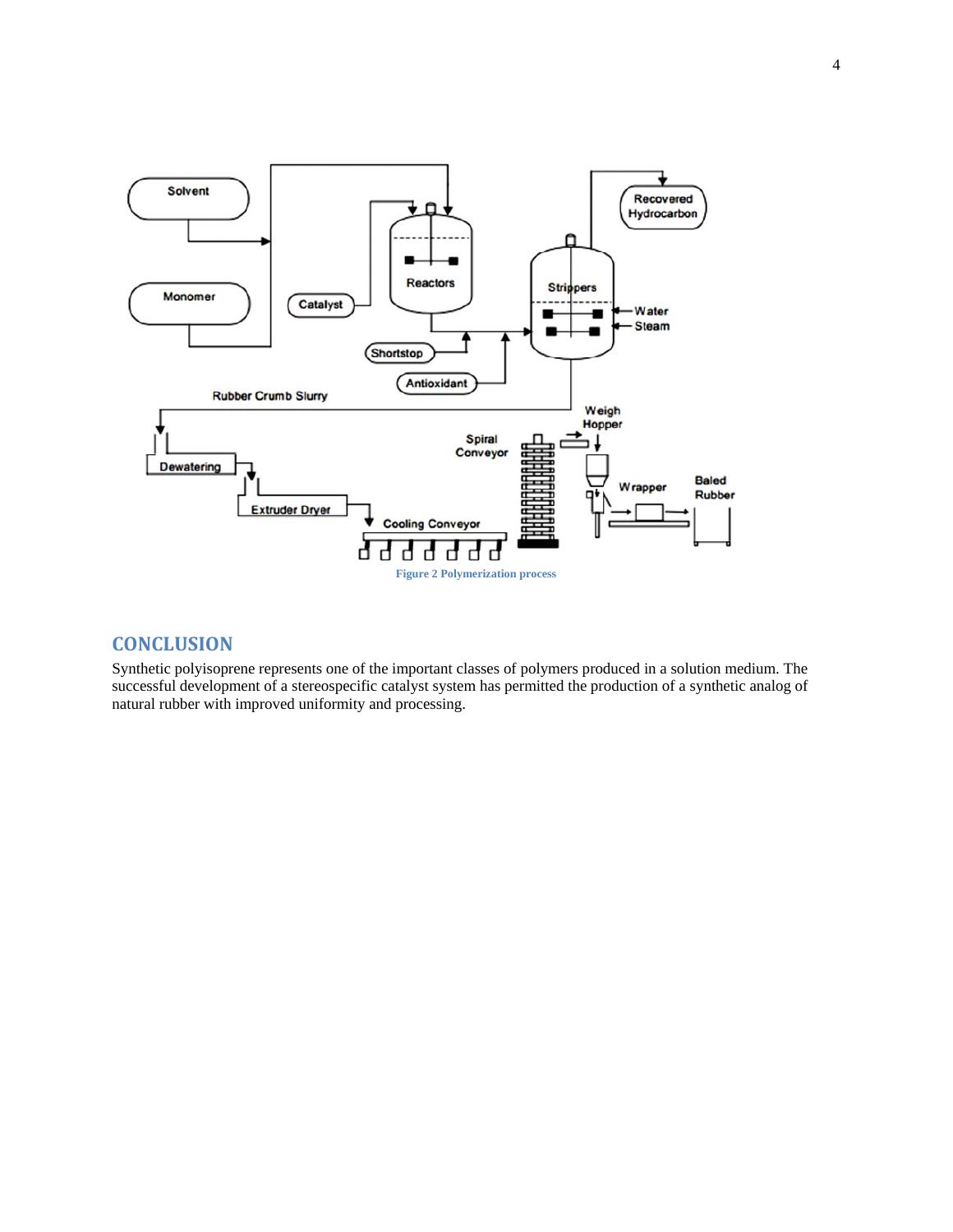Solvent

Monomer

Catalyst

Reactors

Shortstop

Antioxidant

Strippers

Water

Steam

Recovered Hydrocarbon

Rubber Crumb Slurry

Dewatering

Extruder Dryer

Cooling Conveyor

Spiral Conveyor

Weigh Hopper

Wrapper

Baled Rubber

Figure 2 Polymerization process

## CONCLUSION

Synthetic polyisoprene represents one of the important classes of polymers produced in a solution medium. The successful development of a stereospecific catalyst system has permitted the production of a synthetic analog of natural rubber with improved uniformity and processing.